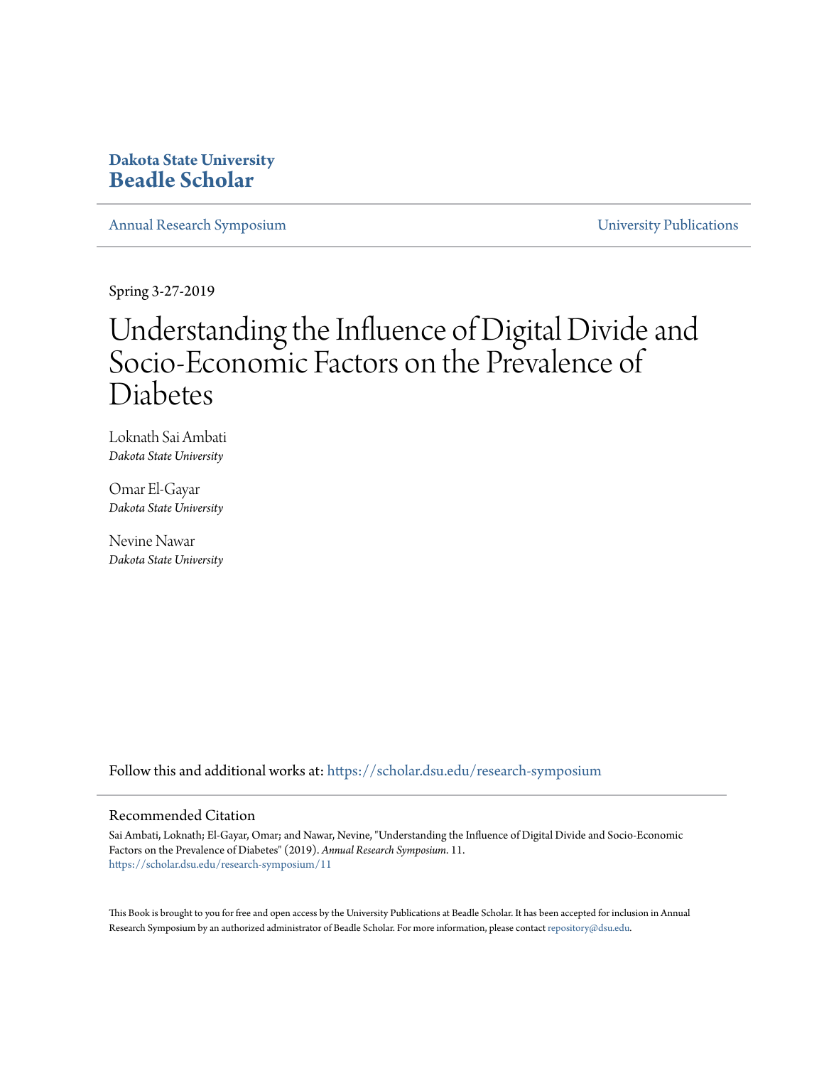**Dakota State University**
**Beadle Scholar**

Annual Research Symposium | University Publications

Spring 3-27-2019

# Understanding the Influence of Digital Divide and Socio-Economic Factors on the Prevalence of Diabetes

Loknath Sai Ambati
*Dakota State University*

Omar El-Gayar
*Dakota State University*

Nevine Nawar
*Dakota State University*

Follow this and additional works at: https://scholar.dsu.edu/research-symposium

## Recommended Citation

Sai Ambati, Loknath; El-Gayar, Omar; and Nawar, Nevine, "Understanding the Influence of Digital Divide and Socio-Economic Factors on the Prevalence of Diabetes" (2019). *Annual Research Symposium*. 11.
https://scholar.dsu.edu/research-symposium/11

This Book is brought to you for free and open access by the University Publications at Beadle Scholar. It has been accepted for inclusion in Annual Research Symposium by an authorized administrator of Beadle Scholar. For more information, please contact repository@dsu.edu.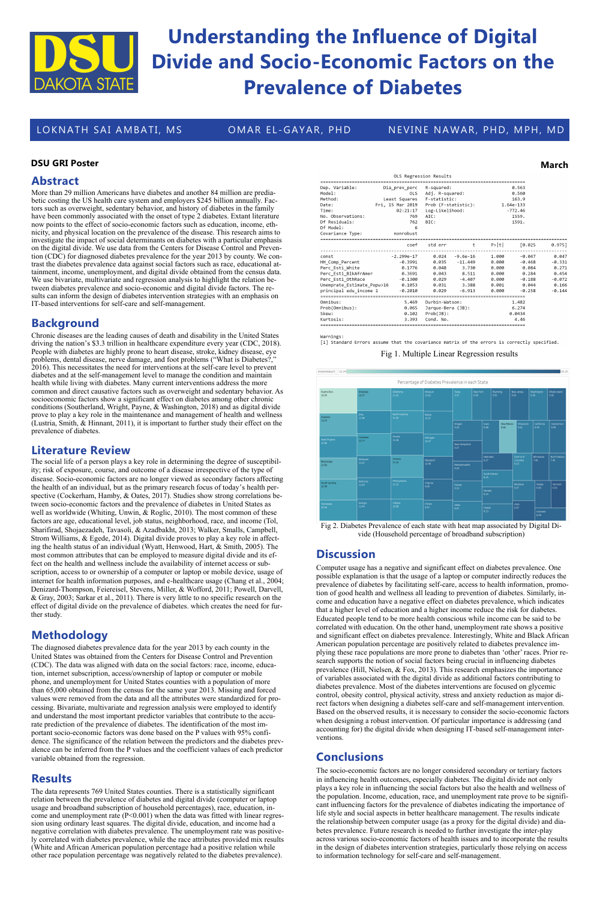# Understanding the Influence of Digital Divide and Socio-Economic Factors on the Prevalence of Diabetes

LOKNATH SAI AMBATI, MS OMAR EL-GAYAR, PHD NEVINE NAWAR, PHD, MPH, MD

**DSU GRI Poster**

**March**

## Abstract

More than 29 million Americans have diabetes and another 84 million are prediabetic costing the US health care system and employers $245 billion annually. Factors such as overweight, sedentary behavior, and history of diabetes in the family have been commonly associated with the onset of type 2 diabetes. Extant literature now points to the effect of socio-economic factors such as education, income, ethnicity, and physical location on the prevalence of the disease. This research aims to investigate the impact of social determinants on diabetes with a particular emphasis on the digital divide. We use data from the Centers for Disease Control and Prevention (CDC) for diagnosed diabetes prevalence for the year 2013 by county. We contrast the diabetes prevalence data against social factors such as race, educational attainment, income, unemployment, and digital divide obtained from the census data. We use bivariate, multivariate and regression analysis to highlight the relation between diabetes prevalence and socio-economic and digital divide factors. The results can inform the design of diabetes intervention strategies with an emphasis on IT-based interventions for self-care and self-management.

## Background

Chronic diseases are the leading causes of death and disability in the United States driving the nation's $3.3 trillion in healthcare expenditure every year (CDC, 2018). People with diabetes are highly prone to heart disease, stroke, kidney disease, eye problems, dental disease, nerve damage, and foot problems ("What is Diabetes?," 2016). This necessitates the need for interventions at the self-care level to prevent diabetes and at the self-management level to manage the condition and maintain health while living with diabetes. Many current interventions address the more common and direct causative factors such as overweight and sedentary behavior. As socioeconomic factors show a significant effect on diabetes among other chronic conditions (Southerland, Wright, Payne, & Washington, 2018) and as digital divide prove to play a key role in the maintenance and management of health and wellness (Lustria, Smith, & Hinnant, 2011), it is important to further study their effect on the prevalence of diabetes.

## Literature Review

The social life of a person plays a key role in determining the degree of susceptibility; risk of exposure, course, and outcome of a disease irrespective of the type of disease. Socio-economic factors are no longer viewed as secondary factors affecting the health of an individual, but as the primary research focus of today's health perspective (Cockerham, Hamby, & Oates, 2017). Studies show strong correlations between socio-economic factors and the prevalence of diabetes in United States as well as worldwide (Whiting, Unwin, & Roglic, 2010). The most common of these factors are age, educational level, job status, neighborhood, race, and income (Tol, Sharifirad, Shojaezadeh, Tavasoli, & Azadbakht, 2013; Walker, Smalls, Campbell, Strom Williams, & Egede, 2014). Digital divide proves to play a key role in affecting the health status of an individual (Wyatt, Henwood, Hart, & Smith, 2005). The most common attributes that can be employed to measure digital divide and its effect on the health and wellness include the availability of internet access or subscription, access to or ownership of a computer or laptop or mobile device, usage of internet for health information purposes, and e-healthcare usage (Chang et al., 2004; Denizard-Thompson, Feiereisel, Stevens, Miller, & Wofford, 2011; Powell, Darvell, & Gray, 2003; Sarkar et al., 2011). There is very little to no specific research on the effect of digital divide on the prevalence of diabetes. which creates the need for further study.

## Methodology

The diagnosed diabetes prevalence data for the year 2013 by each county in the United States was obtained from the Centers for Disease Control and Prevention (CDC). The data was aligned with data on the social factors: race, income, education, internet subscription, access/ownership of laptop or computer or mobile phone, and unemployment for United States counties with a population of more than 65,000 obtained from the census for the same year 2013. Missing and forced values were removed from the data and all the attributes were standardized for processing. Bivariate, multivariate and regression analysis were employed to identify and understand the most important predictor variables that contribute to the accurate prediction of the prevalence of diabetes. The identification of the most important socio-economic factors was done based on the P values with 95% confidence. The significance of the relation between the predictors and the diabetes prevalence can be inferred from the P values and the coefficient values of each predictor variable obtained from the regression.

## Results

The data represents 769 United States counties. There is a statistically significant relation between the prevalence of diabetes and digital divide (computer or laptop usage and broadband subscription of household percentages), race, education, income and unemployment rate ($P<0.001$) when the data was fitted with linear regression using ordinary least squares. The digital divide, education, and income had a negative correlation with diabetes prevalence. The unemployment rate was positively correlated with diabetes prevalence, while the race attributes provided mix results (White and African American population percentage had a positive relation while other race population percentage was negatively related to the diabetes prevalence).

```
                            OLS Regression Results
==============================================================================
Dep. Variable:          Dia_prev_perc   R-squared:                       0.563
Model:                            OLS   Adj. R-squared:                  0.560
Method:                 Least Squares   F-statistic:                     163.9
Date:                Fri, 15 Mar 2019   Prob (F-statistic):          1.64e-133
Time:                        02:21:17   Log-Likelihood:                -772.46
No. Observations:                 769   AIC:                             1559.
Df Residuals:                     762   BIC:                             1591.
Df Model:                           6
Covariance Type:            nonrobust
==============================================================================
                            coef    std err          t      P>|t|      [0.025      0.975]
------------------------------------------------------------------------------
const                 -2.299e-17      0.024   -9.6e-16      1.000      -0.047       0.047
HH_Comp_Percent          -0.3991      0.035    -11.449      0.000      -0.468      -0.331
Perc_Esti_White           0.1776      0.048      3.730      0.000       0.084       0.271
Perc_Esti_BlkAfrAmer      0.3691      0.043      8.511      0.000       0.284       0.454
Perc_Esti_OthRace        -0.1300      0.029     -4.407      0.000      -0.188      -0.072
Unemprate_Estimate_Popu>16 0.1053     0.031      3.388      0.001       0.044       0.166
principal edu_income 1   -0.2010      0.029     -6.913      0.000      -0.258      -0.144
==============================================================================
Omnibus:                        5.469   Durbin-Watson:                   1.482
Prob(Omnibus):                  0.065   Jarque-Bera (JB):                6.274
Skew:                           0.102   Prob(JB):                       0.0434
Kurtosis:                       3.393   Cond. No.                         4.46
==============================================================================

Warnings:
[1] Standard Errors assume that the covariance matrix of the errors is correctly specified.
```

Fig 1. Multiple Linear Regression results

Percentage of Diabetes Prevalence in each State

Fig 2. Diabetes Prevalence of each state with heat map associated by Digital Divide (Household percentage of broadband subscription)

## Discussion

Computer usage has a negative and significant effect on diabetes prevalence. One possible explanation is that the usage of a laptop or computer indirectly reduces the prevalence of diabetes by facilitating self-care, access to health information, promotion of good health and wellness all leading to prevention of diabetes. Similarly, income and education have a negative effect on diabetes prevalence, which indicates that a higher level of education and a higher income reduce the risk for diabetes. Educated people tend to be more health conscious while income can be said to be correlated with education. On the other hand, unemployment rate shows a positive and significant effect on diabetes prevalence. Interestingly, White and Black African American population percentage are positively related to diabetes prevalence implying these race populations are more prone to diabetes than 'other' races. Prior research supports the notion of social factors being crucial in influencing diabetes prevalence (Hill, Nielsen, & Fox, 2013). This research emphasizes the importance of variables associated with the digital divide as additional factors contributing to diabetes prevalence. Most of the diabetes interventions are focused on glycemic control, obesity control, physical activity, stress and anxiety reduction as major direct factors when designing a diabetes self-care and self-management intervention. Based on the observed results, it is necessary to consider the socio-economic factors when designing a robust intervention. Of particular importance is addressing (and accounting for) the digital divide when designing IT-based self-management interventions.

## Conclusions

The socio-economic factors are no longer considered secondary or tertiary factors in influencing health outcomes, especially diabetes. The digital divide not only plays a key role in influencing the social factors but also the health and wellness of the population. Income, education, race, and unemployment rate prove to be significant influencing factors for the prevalence of diabetes indicating the importance of life style and social aspects in better healthcare management. The results indicate the relationship between computer usage (as a proxy for the digital divide) and diabetes prevalence. Future research is needed to further investigate the inter-play across various socio-economic factors of health issues and to incorporate the results in the design of diabetes intervention strategies, particularly those relying on access to information technology for self-care and self-management.